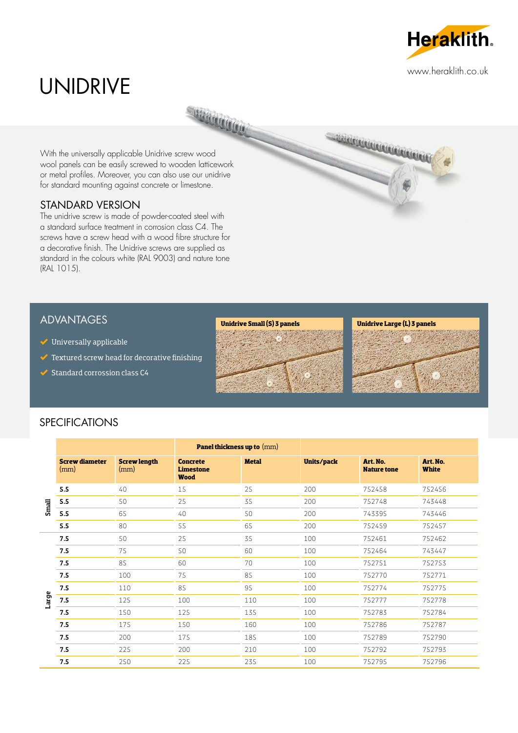Heraklith

www.heraklith.co.uk

# UNIDRIVE

With the universally applicable Unidrive screw wood wool panels can be easily screwed to wooden latticework or metal profiles. Moreover, you can also use our unidrive for standard mounting against concrete or limestone.

## STANDARD VERSION

The unidrive screw is made of powder-coated steel with a standard surface treatment in corrosion class C4. The screws have a screw head with a wood fibre structure for a decorative finish. The Unidrive screws are supplied as standard in the colours white (RAL 9003) and nature tone (RAL 1015).

## ADVANTAGES

- Universally applicable
- Textured screw head for decorative finishing
- Standard corrossion class C4

**Unidrive Small (S) 3 panels**

**Unidrive Large (L) 3 panels**

## SPECIFICATIONS

| | | | **Panel thickness up to** (mm) | | | | |
|---|---|---|---|---|---|---|---|
| | **Screw diameter** (mm) | **Screw length** (mm) | **Concrete Limestone Wood** | **Metal** | **Units/pack** | **Art. No. Nature tone** | **Art. No. White** |
| Small | **5.5** | 40 | 15 | 25 | 200 | 752458 | 752456 |
| | **5.5** | 50 | 25 | 35 | 200 | 752748 | 743448 |
| | **5.5** | 65 | 40 | 50 | 200 | 743395 | 743446 |
| | **5.5** | 80 | 55 | 65 | 200 | 752459 | 752457 |
| Large | **7.5** | 50 | 25 | 35 | 100 | 752461 | 752462 |
| | **7.5** | 75 | 50 | 60 | 100 | 752464 | 743447 |
| | **7.5** | 85 | 60 | 70 | 100 | 752751 | 752753 |
| | **7.5** | 100 | 75 | 85 | 100 | 752770 | 752771 |
| | **7.5** | 110 | 85 | 95 | 100 | 752774 | 752775 |
| | **7.5** | 125 | 100 | 110 | 100 | 752777 | 752778 |
| | **7.5** | 150 | 125 | 135 | 100 | 752783 | 752784 |
| | **7.5** | 175 | 150 | 160 | 100 | 752786 | 752787 |
| | **7.5** | 200 | 175 | 185 | 100 | 752789 | 752790 |
| | **7.5** | 225 | 200 | 210 | 100 | 752792 | 752793 |
| | **7.5** | 250 | 225 | 235 | 100 | 752795 | 752796 |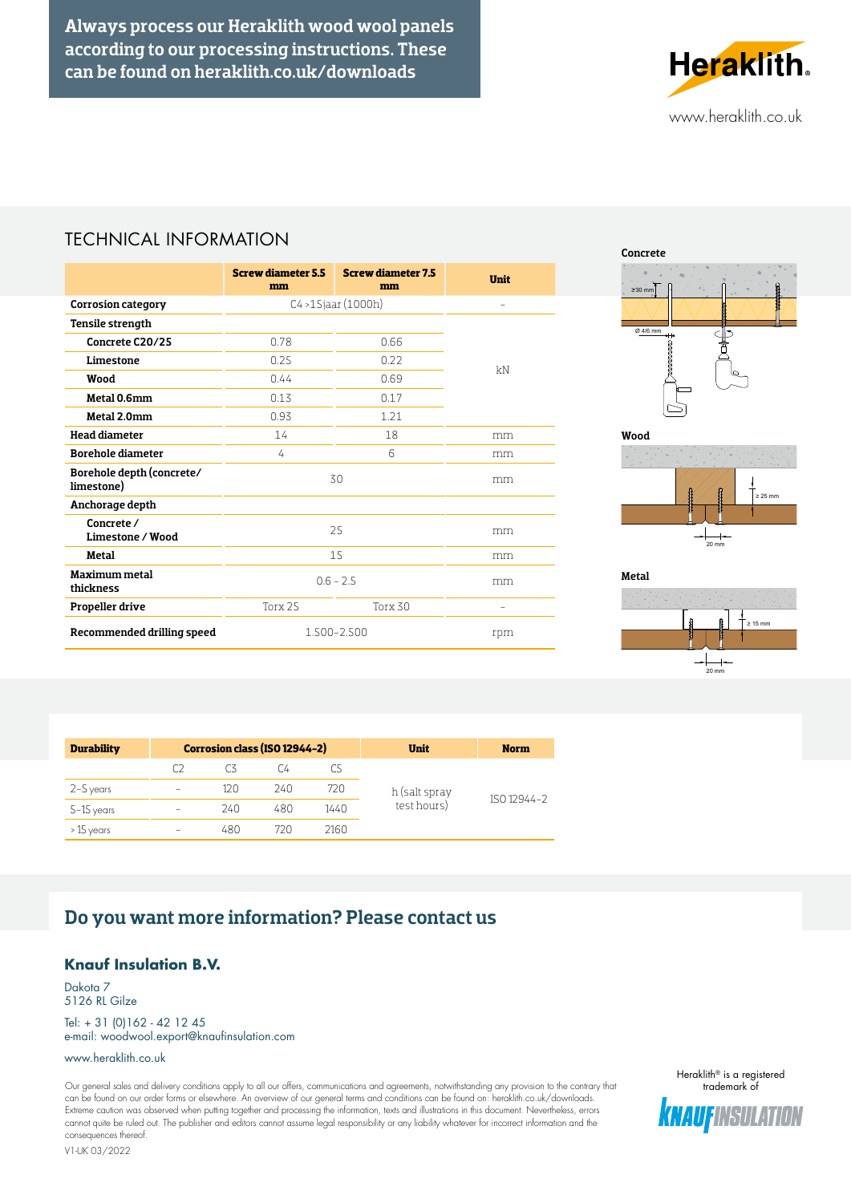**Always process our Heraklith wood wool panels according to our processing instructions. These can be found on heraklith.co.uk/downloads**

Heraklith

www.heraklith.co.uk

## TECHNICAL INFORMATION

| | Screw diameter 5.5 mm | Screw diameter 7.5 mm | Unit |
|---|---|---|---|
| **Corrosion category** | C4 >15jaar (1000h) | | – |
| **Tensile strength** | | | kN |
| **Concrete C20/25** | 0.78 | 0.66 | kN |
| **Limestone** | 0.25 | 0.22 | kN |
| **Wood** | 0.44 | 0.69 | kN |
| **Metal 0.6mm** | 0.13 | 0.17 | kN |
| **Metal 2.0mm** | 0.93 | 1.21 | kN |
| **Head diameter** | 14 | 18 | mm |
| **Borehole diameter** | 4 | 6 | mm |
| **Borehole depth (concrete/ limestone)** | 30 | | mm |
| **Anchorage depth** | | | |
| **Concrete / Limestone / Wood** | 25 | | mm |
| **Metal** | 15 | | mm |
| **Maximum metal thickness** | 0.6 - 2.5 | | mm |
| **Propeller drive** | Torx 25 | Torx 30 | – |
| **Recommended drilling speed** | 1.500-2.500 | | rpm |

Concrete

≥30 mm

Ø 4/6 mm

Wood

≥ 25 mm

20 mm

Metal

≥ 15 mm

20 mm

| Durability | Corrosion class (ISO 12944-2) | | | | Unit | Norm |
|---|---|---|---|---|---|---|
| | C2 | C3 | C4 | C5 | | |
| 2-5 years | – | 120 | 240 | 720 | h (salt spray test hours) | ISO 12944-2 |
| 5-15 years | – | 240 | 480 | 1440 | h (salt spray test hours) | ISO 12944-2 |
| > 15 years | – | 480 | 720 | 2160 | h (salt spray test hours) | ISO 12944-2 |

## Do you want more information? Please contact us

### Knauf Insulation B.V.

Dakota 7
5126 RL Gilze

Tel: + 31 (0)162 - 42 12 45
e-mail: woodwool.export@knaufinsulation.com

www.heraklith.co.uk

Our general sales and delivery conditions apply to all our offers, communications and agreements, notwithstanding any provision to the contrary that can be found on our order forms or elsewhere. An overview of our general terms and conditions can be found on: heraklith.co.uk/downloads. Extreme caution was observed when putting together and processing the information, texts and illustrations in this document. Nevertheless, errors cannot quite be ruled out. The publisher and editors cannot assume legal responsibility or any liability whatever for incorrect information and the consequences thereof.

V1-UK 03/2022

Heraklith® is a registered trademark of

KNAUF INSULATION